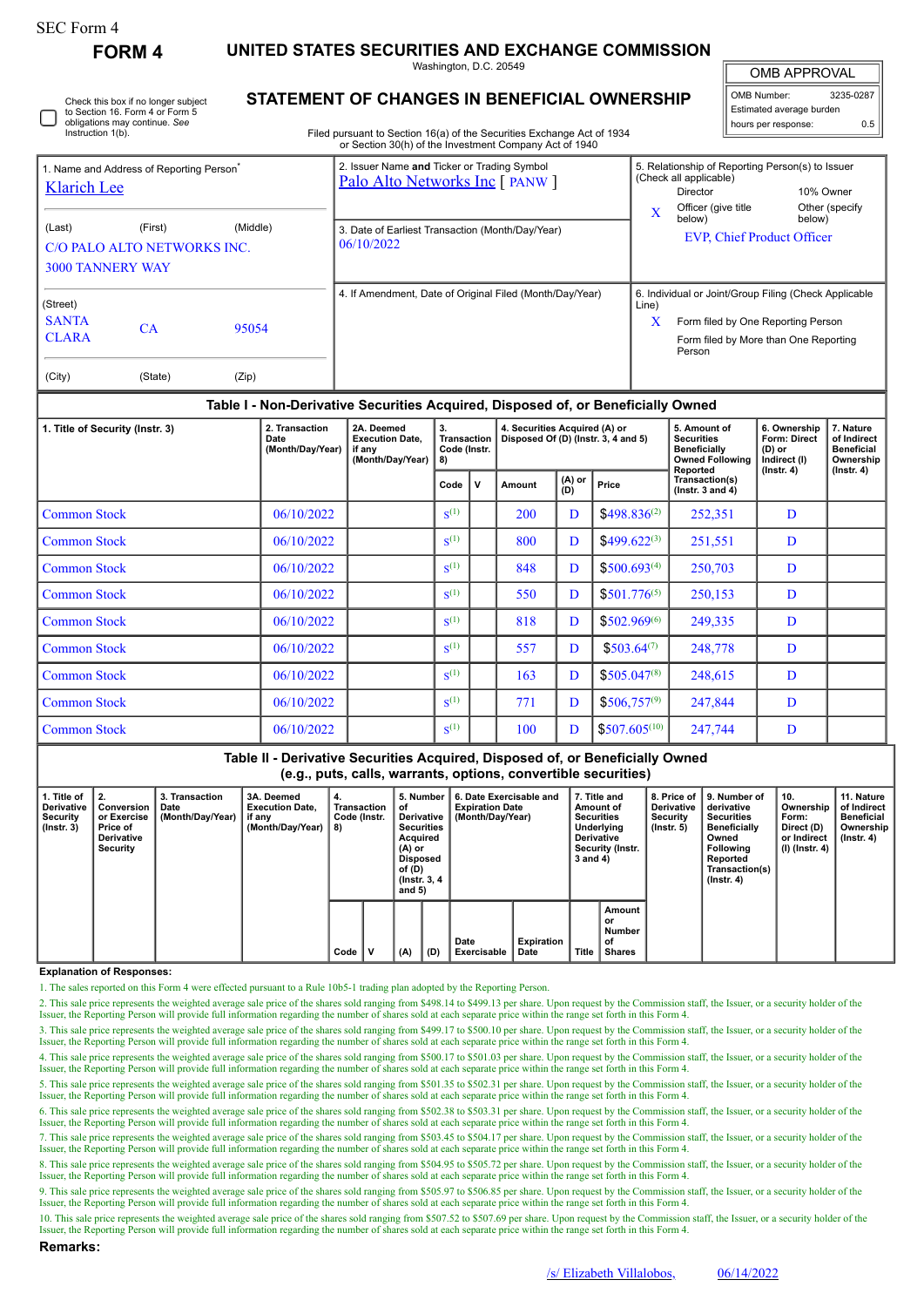SEC Form 4

# FORM 4

## UNITED STATES SECURITIES AND EXCHANGE COMMISSION

Washington, D.C. 20549

## STATEMENT OF CHANGES IN BENEFICIAL OWNERSHIP

Filed pursuant to Section 16(a) of the Securities Exchange Act of 1934 or Section 30(h) of the Investment Company Act of 1940

☐ Check this box if no longer subject to Section 16. Form 4 or Form 5 obligations may continue. See Instruction 1(b).

| OMB APPROVAL | |
|---|---|
| OMB Number: | 3235-0287 |
| Estimated average burden | |
| hours per response: | 0.5 |

| 1. Name and Address of Reporting Person* | 2. Issuer Name and Ticker or Trading Symbol | 5. Relationship of Reporting Person(s) to Issuer (Check all applicable) |
|---|---|---|
| Klarich Lee | Palo Alto Networks Inc [ PANW ] | Director / 10% Owner / X Officer (give title below) / Other (specify below) |
| (Last) (First) (Middle) C/O PALO ALTO NETWORKS INC. 3000 TANNERY WAY | 3. Date of Earliest Transaction (Month/Day/Year) 06/10/2022 | EVP, Chief Product Officer |
| (Street) SANTA CLARA CA 95054 | 4. If Amendment, Date of Original Filed (Month/Day/Year) | 6. Individual or Joint/Group Filing (Check Applicable Line) X Form filed by One Reporting Person; Form filed by More than One Reporting Person |
| (City) (State) (Zip) | | |

### Table I - Non-Derivative Securities Acquired, Disposed of, or Beneficially Owned

| 1. Title of Security (Instr. 3) | 2. Transaction Date (Month/Day/Year) | 2A. Deemed Execution Date, if any (Month/Day/Year) | 3. Transaction Code (Instr. 8) | | 4. Securities Acquired (A) or Disposed Of (D) (Instr. 3, 4 and 5) | | | 5. Amount of Securities Beneficially Owned Following Reported Transaction(s) (Instr. 3 and 4) | 6. Ownership Form: Direct (D) or Indirect (I) (Instr. 4) | 7. Nature of Indirect Beneficial Ownership (Instr. 4) |
|---|---|---|---|---|---|---|---|---|---|---|
| | | | Code | V | Amount | (A) or (D) | Price | | | |
| Common Stock | 06/10/2022 | | S(1) | | 200 | D | $498.836(2) | 252,351 | D | |
| Common Stock | 06/10/2022 | | S(1) | | 800 | D | $499.622(3) | 251,551 | D | |
| Common Stock | 06/10/2022 | | S(1) | | 848 | D | $500.693(4) | 250,703 | D | |
| Common Stock | 06/10/2022 | | S(1) | | 550 | D | $501.776(5) | 250,153 | D | |
| Common Stock | 06/10/2022 | | S(1) | | 818 | D | $502.969(6) | 249,335 | D | |
| Common Stock | 06/10/2022 | | S(1) | | 557 | D | $503.64(7) | 248,778 | D | |
| Common Stock | 06/10/2022 | | S(1) | | 163 | D | $505.047(8) | 248,615 | D | |
| Common Stock | 06/10/2022 | | S(1) | | 771 | D | $506.757(9) | 247,844 | D | |
| Common Stock | 06/10/2022 | | S(1) | | 100 | D | $507.605(10) | 247,744 | D | |

### Table II - Derivative Securities Acquired, Disposed of, or Beneficially Owned (e.g., puts, calls, warrants, options, convertible securities)

| 1. Title of Derivative Security (Instr. 3) | 2. Conversion or Exercise Price of Derivative Security | 3. Transaction Date (Month/Day/Year) | 3A. Deemed Execution Date, if any (Month/Day/Year) | 4. Transaction Code (Instr. 8) | | 5. Number of Derivative Securities Acquired (A) or Disposed of (D) (Instr. 3, 4 and 5) | | 6. Date Exercisable and Expiration Date (Month/Day/Year) | | 7. Title and Amount of Securities Underlying Derivative Security (Instr. 3 and 4) | | 8. Price of Derivative Security (Instr. 5) | 9. Number of derivative Securities Beneficially Owned Following Reported Transaction(s) (Instr. 4) | 10. Ownership Form: Direct (D) or Indirect (I) (Instr. 4) | 11. Nature of Indirect Beneficial Ownership (Instr. 4) |
|---|---|---|---|---|---|---|---|---|---|---|---|---|---|---|---|
| | | | | Code | V | (A) | (D) | Date Exercisable | Expiration Date | Title | Amount or Number of Shares | | | | |

**Explanation of Responses:**

1. The sales reported on this Form 4 were effected pursuant to a Rule 10b5-1 trading plan adopted by the Reporting Person.
2. This sale price represents the weighted average sale price of the shares sold ranging from $498.14 to $499.13 per share. Upon request by the Commission staff, the Issuer, or a security holder of the Issuer, the Reporting Person will provide full information regarding the number of shares sold at each separate price within the range set forth in this Form 4.
3. This sale price represents the weighted average sale price of the shares sold ranging from $499.17 to $500.10 per share. Upon request by the Commission staff, the Issuer, or a security holder of the Issuer, the Reporting Person will provide full information regarding the number of shares sold at each separate price within the range set forth in this Form 4.
4. This sale price represents the weighted average sale price of the shares sold ranging from $500.17 to $501.03 per share. Upon request by the Commission staff, the Issuer, or a security holder of the Issuer, the Reporting Person will provide full information regarding the number of shares sold at each separate price within the range set forth in this Form 4.
5. This sale price represents the weighted average sale price of the shares sold ranging from $501.35 to $502.31 per share. Upon request by the Commission staff, the Issuer, or a security holder of the Issuer, the Reporting Person will provide full information regarding the number of shares sold at each separate price within the range set forth in this Form 4.
6. This sale price represents the weighted average sale price of the shares sold ranging from $502.38 to $503.31 per share. Upon request by the Commission staff, the Issuer, or a security holder of the Issuer, the Reporting Person will provide full information regarding the number of shares sold at each separate price within the range set forth in this Form 4.
7. This sale price represents the weighted average sale price of the shares sold ranging from $503.45 to $504.17 per share. Upon request by the Commission staff, the Issuer, or a security holder of the Issuer, the Reporting Person will provide full information regarding the number of shares sold at each separate price within the range set forth in this Form 4.
8. This sale price represents the weighted average sale price of the shares sold ranging from $504.95 to $505.72 per share. Upon request by the Commission staff, the Issuer, or a security holder of the Issuer, the Reporting Person will provide full information regarding the number of shares sold at each separate price within the range set forth in this Form 4.
9. This sale price represents the weighted average sale price of the shares sold ranging from $505.97 to $506.85 per share. Upon request by the Commission staff, the Issuer, or a security holder of the Issuer, the Reporting Person will provide full information regarding the number of shares sold at each separate price within the range set forth in this Form 4.
10. This sale price represents the weighted average sale price of the shares sold ranging from $507.52 to $507.69 per share. Upon request by the Commission staff, the Issuer, or a security holder of the Issuer, the Reporting Person will provide full information regarding the number of shares sold at each separate price within the range set forth in this Form 4.

**Remarks:**

/s/ Elizabeth Villalobos, 06/14/2022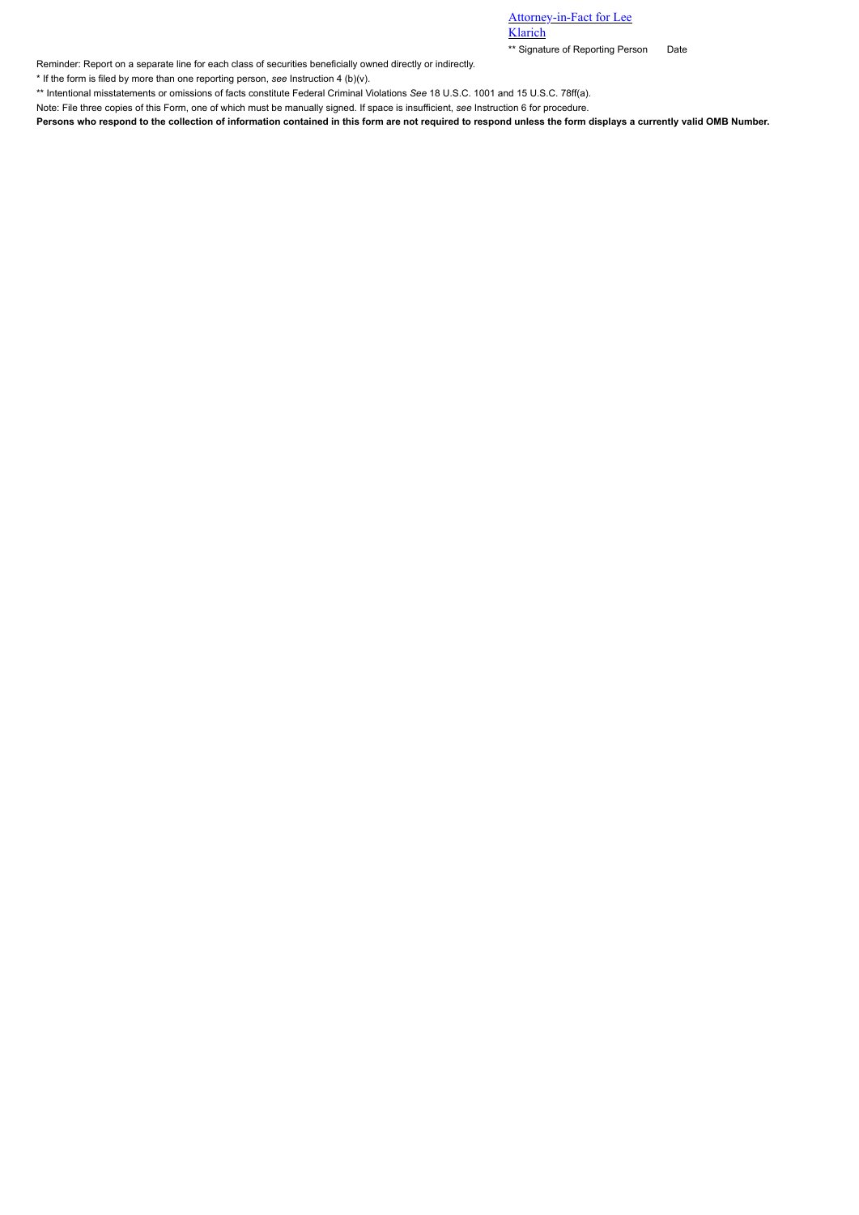Attorney-in-Fact for Lee Klarich

** Signature of Reporting Person Date

Reminder: Report on a separate line for each class of securities beneficially owned directly or indirectly.

* If the form is filed by more than one reporting person, *see* Instruction 4 (b)(v).

** Intentional misstatements or omissions of facts constitute Federal Criminal Violations *See* 18 U.S.C. 1001 and 15 U.S.C. 78ff(a).

Note: File three copies of this Form, one of which must be manually signed. If space is insufficient, *see* Instruction 6 for procedure.

**Persons who respond to the collection of information contained in this form are not required to respond unless the form displays a currently valid OMB Number.**